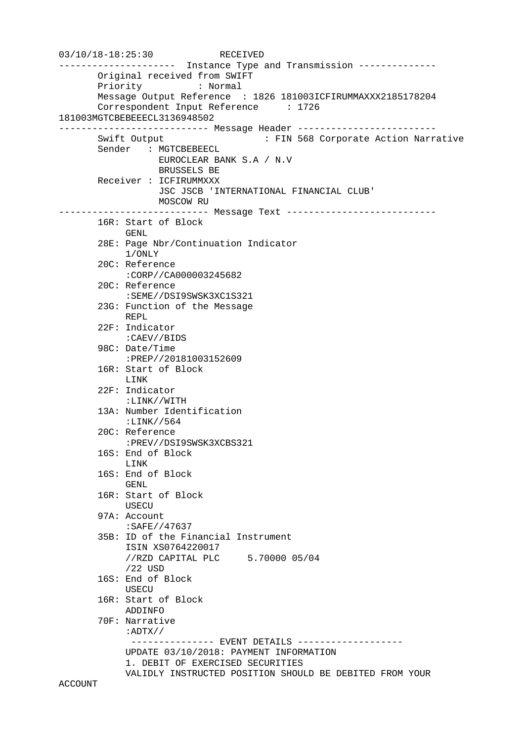```
03/10/18-18:25:30            RECEIVED
---------------------  Instance Type and Transmission --------------
       Original received from SWIFT
       Priority          : Normal
       Message Output Reference  : 1826 181003ICFIRUMMAXXX2185178204
       Correspondent Input Reference     : 1726
181003MGTCBEBEEECL3136948502
--------------------------- Message Header -------------------------
       Swift Output                  : FIN 568 Corporate Action Narrative
       Sender   : MGTCBEBEECL
                  EUROCLEAR BANK S.A / N.V
                  BRUSSELS BE
       Receiver : ICFIRUMMXXX
                  JSC JSCB 'INTERNATIONAL FINANCIAL CLUB'
                  MOSCOW RU
--------------------------- Message Text ---------------------------
       16R: Start of Block
            GENL
       28E: Page Nbr/Continuation Indicator
            1/ONLY
       20C: Reference
            :CORP//CA000003245682
       20C: Reference
            :SEME//DSI9SWSK3XC1S321
       23G: Function of the Message
            REPL
       22F: Indicator
            :CAEV//BIDS
       98C: Date/Time
            :PREP//20181003152609
       16R: Start of Block
            LINK
       22F: Indicator
            :LINK//WITH
       13A: Number Identification
            :LINK//564
       20C: Reference
            :PREV//DSI9SWSK3XCBS321
       16S: End of Block
            LINK
       16S: End of Block
            GENL
       16R: Start of Block
            USECU
       97A: Account
            :SAFE//47637
       35B: ID of the Financial Instrument
            ISIN XS0764220017
            //RZD CAPITAL PLC     5.70000 05/04
            /22 USD
       16S: End of Block
            USECU
       16R: Start of Block
            ADDINFO
       70F: Narrative
            :ADTX//
             --------------- EVENT DETAILS -------------------
            UPDATE 03/10/2018: PAYMENT INFORMATION
            1. DEBIT OF EXERCISED SECURITIES
            VALIDLY INSTRUCTED POSITION SHOULD BE DEBITED FROM YOUR
ACCOUNT
```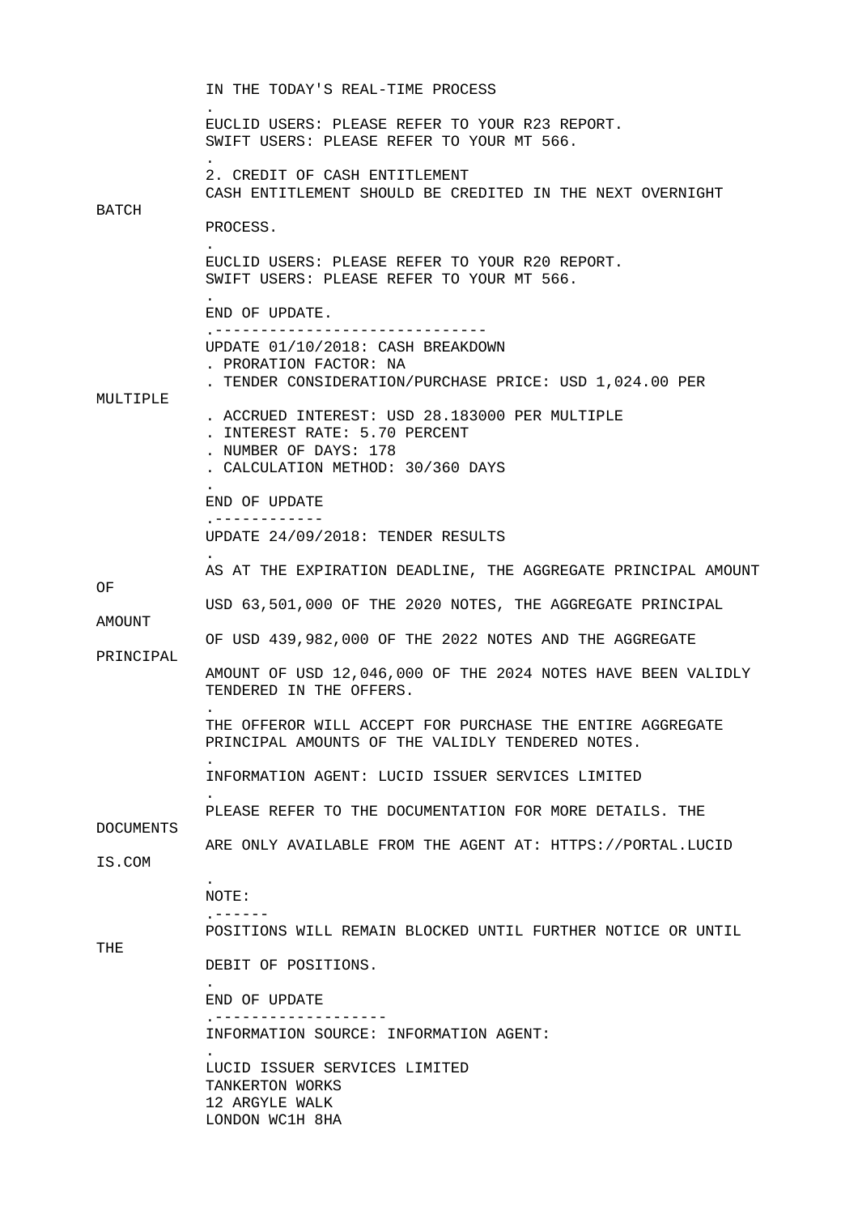IN THE TODAY'S REAL-TIME PROCESS
.
EUCLID USERS: PLEASE REFER TO YOUR R23 REPORT.
SWIFT USERS: PLEASE REFER TO YOUR MT 566.
.
2. CREDIT OF CASH ENTITLEMENT
CASH ENTITLEMENT SHOULD BE CREDITED IN THE NEXT OVERNIGHT
BATCH
PROCESS.
.
EUCLID USERS: PLEASE REFER TO YOUR R20 REPORT.
SWIFT USERS: PLEASE REFER TO YOUR MT 566.
.
END OF UPDATE.
.------------------------------
UPDATE 01/10/2018: CASH BREAKDOWN
. PRORATION FACTOR: NA
. TENDER CONSIDERATION/PURCHASE PRICE: USD 1,024.00 PER
MULTIPLE
. ACCRUED INTEREST: USD 28.183000 PER MULTIPLE
. INTEREST RATE: 5.70 PERCENT
. NUMBER OF DAYS: 178
. CALCULATION METHOD: 30/360 DAYS
.
END OF UPDATE
.------------
UPDATE 24/09/2018: TENDER RESULTS
.
AS AT THE EXPIRATION DEADLINE, THE AGGREGATE PRINCIPAL AMOUNT
OF
USD 63,501,000 OF THE 2020 NOTES, THE AGGREGATE PRINCIPAL
AMOUNT
OF USD 439,982,000 OF THE 2022 NOTES AND THE AGGREGATE
PRINCIPAL
AMOUNT OF USD 12,046,000 OF THE 2024 NOTES HAVE BEEN VALIDLY
TENDERED IN THE OFFERS.
.
THE OFFEROR WILL ACCEPT FOR PURCHASE THE ENTIRE AGGREGATE
PRINCIPAL AMOUNTS OF THE VALIDLY TENDERED NOTES.
.
INFORMATION AGENT: LUCID ISSUER SERVICES LIMITED
.
PLEASE REFER TO THE DOCUMENTATION FOR MORE DETAILS. THE
DOCUMENTS
ARE ONLY AVAILABLE FROM THE AGENT AT: HTTPS://PORTAL.LUCID
IS.COM
.
NOTE:
.------
POSITIONS WILL REMAIN BLOCKED UNTIL FURTHER NOTICE OR UNTIL
THE
DEBIT OF POSITIONS.
.
END OF UPDATE
.-------------------
INFORMATION SOURCE: INFORMATION AGENT:
.
LUCID ISSUER SERVICES LIMITED
TANKERTON WORKS
12 ARGYLE WALK
LONDON WC1H 8HA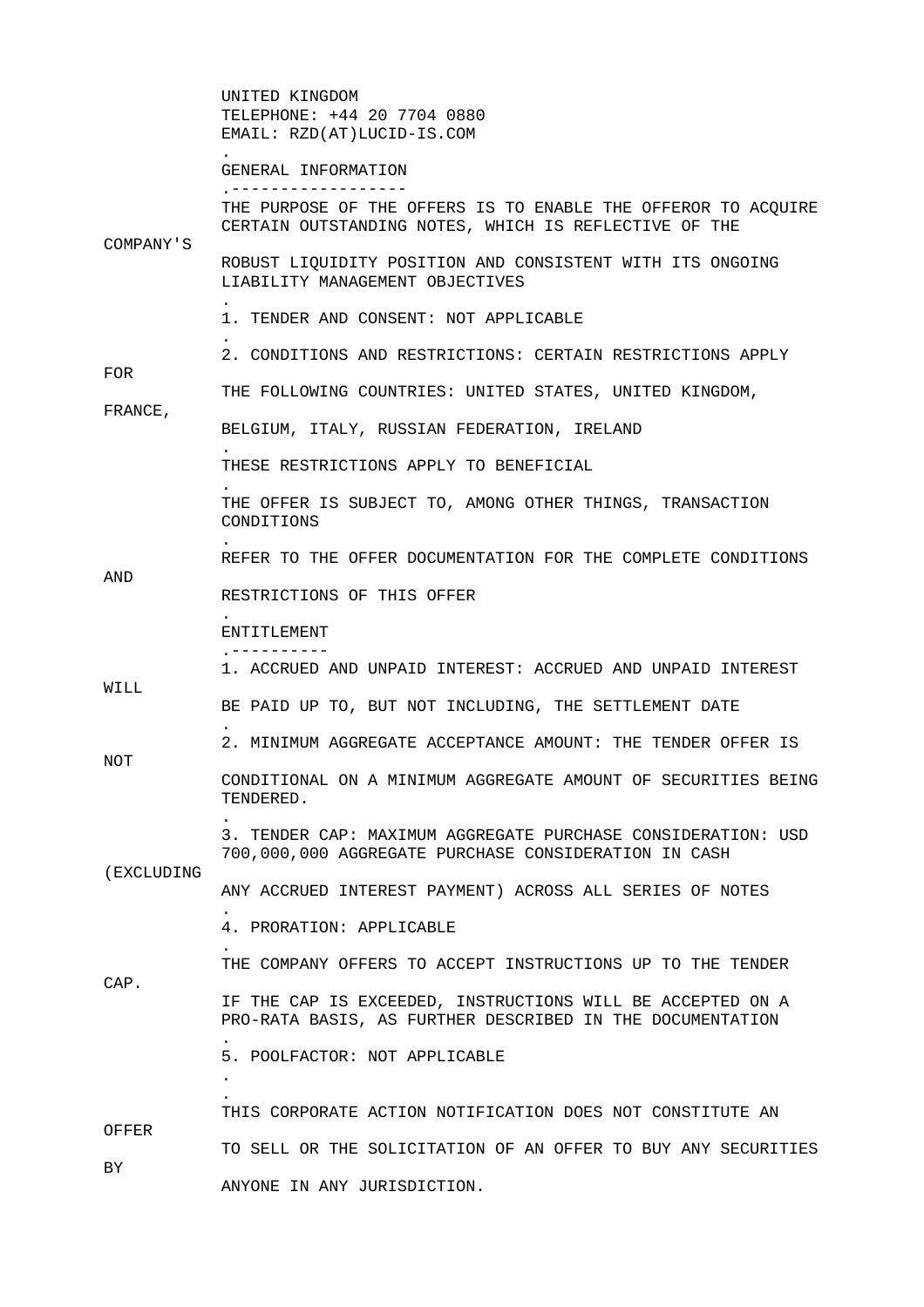UNITED KINGDOM
TELEPHONE: +44 20 7704 0880
EMAIL: RZD(AT)LUCID-IS.COM

.

GENERAL INFORMATION

.------------------

THE PURPOSE OF THE OFFERS IS TO ENABLE THE OFFEROR TO ACQUIRE CERTAIN OUTSTANDING NOTES, WHICH IS REFLECTIVE OF THE COMPANY'S ROBUST LIQUIDITY POSITION AND CONSISTENT WITH ITS ONGOING LIABILITY MANAGEMENT OBJECTIVES

.

1. TENDER AND CONSENT: NOT APPLICABLE

.

2. CONDITIONS AND RESTRICTIONS: CERTAIN RESTRICTIONS APPLY FOR THE FOLLOWING COUNTRIES: UNITED STATES, UNITED KINGDOM, FRANCE, BELGIUM, ITALY, RUSSIAN FEDERATION, IRELAND

.

THESE RESTRICTIONS APPLY TO BENEFICIAL

.

THE OFFER IS SUBJECT TO, AMONG OTHER THINGS, TRANSACTION CONDITIONS

.

REFER TO THE OFFER DOCUMENTATION FOR THE COMPLETE CONDITIONS AND RESTRICTIONS OF THIS OFFER

.

ENTITLEMENT

.----------

1. ACCRUED AND UNPAID INTEREST: ACCRUED AND UNPAID INTEREST WILL BE PAID UP TO, BUT NOT INCLUDING, THE SETTLEMENT DATE

.

2. MINIMUM AGGREGATE ACCEPTANCE AMOUNT: THE TENDER OFFER IS NOT CONDITIONAL ON A MINIMUM AGGREGATE AMOUNT OF SECURITIES BEING TENDERED.

.

3. TENDER CAP: MAXIMUM AGGREGATE PURCHASE CONSIDERATION: USD 700,000,000 AGGREGATE PURCHASE CONSIDERATION IN CASH (EXCLUDING ANY ACCRUED INTEREST PAYMENT) ACROSS ALL SERIES OF NOTES

.

4. PRORATION: APPLICABLE

.

THE COMPANY OFFERS TO ACCEPT INSTRUCTIONS UP TO THE TENDER CAP.

IF THE CAP IS EXCEEDED, INSTRUCTIONS WILL BE ACCEPTED ON A PRO-RATA BASIS, AS FURTHER DESCRIBED IN THE DOCUMENTATION

.

5. POOLFACTOR: NOT APPLICABLE

.

.

THIS CORPORATE ACTION NOTIFICATION DOES NOT CONSTITUTE AN OFFER TO SELL OR THE SOLICITATION OF AN OFFER TO BUY ANY SECURITIES BY ANYONE IN ANY JURISDICTION.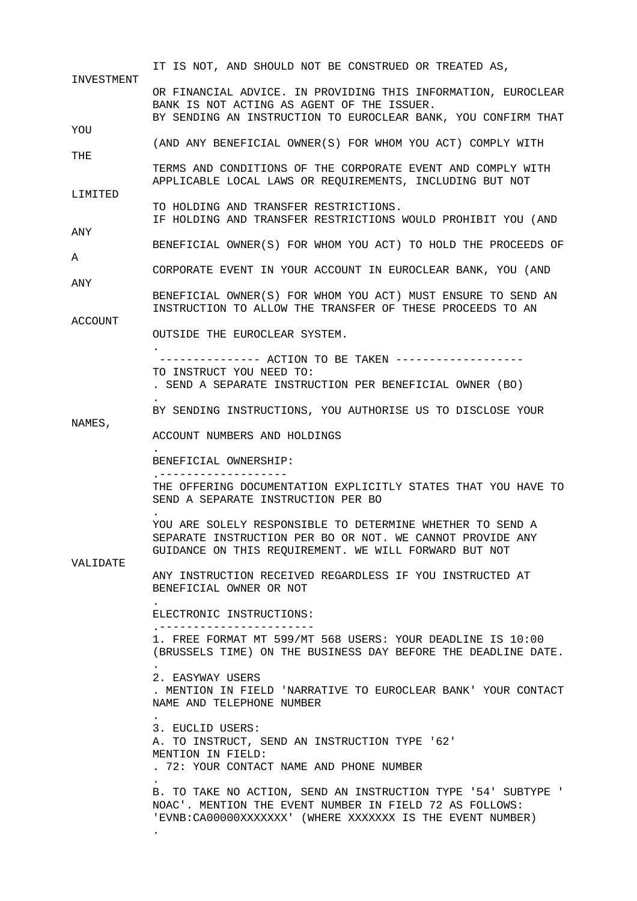IT IS NOT, AND SHOULD NOT BE CONSTRUED OR TREATED AS, INVESTMENT OR FINANCIAL ADVICE. IN PROVIDING THIS INFORMATION, EUROCLEAR BANK IS NOT ACTING AS AGENT OF THE ISSUER.

BY SENDING AN INSTRUCTION TO EUROCLEAR BANK, YOU CONFIRM THAT YOU (AND ANY BENEFICIAL OWNER(S) FOR WHOM YOU ACT) COMPLY WITH THE TERMS AND CONDITIONS OF THE CORPORATE EVENT AND COMPLY WITH APPLICABLE LOCAL LAWS OR REQUIREMENTS, INCLUDING BUT NOT LIMITED TO HOLDING AND TRANSFER RESTRICTIONS.

IF HOLDING AND TRANSFER RESTRICTIONS WOULD PROHIBIT YOU (AND ANY BENEFICIAL OWNER(S) FOR WHOM YOU ACT) TO HOLD THE PROCEEDS OF A CORPORATE EVENT IN YOUR ACCOUNT IN EUROCLEAR BANK, YOU (AND ANY BENEFICIAL OWNER(S) FOR WHOM YOU ACT) MUST ENSURE TO SEND AN INSTRUCTION TO ALLOW THE TRANSFER OF THESE PROCEEDS TO AN ACCOUNT OUTSIDE THE EUROCLEAR SYSTEM.

.

--------------- ACTION TO BE TAKEN -------------------

TO INSTRUCT YOU NEED TO:

. SEND A SEPARATE INSTRUCTION PER BENEFICIAL OWNER (BO)

.

BY SENDING INSTRUCTIONS, YOU AUTHORISE US TO DISCLOSE YOUR NAMES, ACCOUNT NUMBERS AND HOLDINGS

.

BENEFICIAL OWNERSHIP:

.-------------------

THE OFFERING DOCUMENTATION EXPLICITLY STATES THAT YOU HAVE TO SEND A SEPARATE INSTRUCTION PER BO

.

YOU ARE SOLELY RESPONSIBLE TO DETERMINE WHETHER TO SEND A SEPARATE INSTRUCTION PER BO OR NOT. WE CANNOT PROVIDE ANY GUIDANCE ON THIS REQUIREMENT. WE WILL FORWARD BUT NOT VALIDATE ANY INSTRUCTION RECEIVED REGARDLESS IF YOU INSTRUCTED AT BENEFICIAL OWNER OR NOT

.

ELECTRONIC INSTRUCTIONS:

.-----------------------

1. FREE FORMAT MT 599/MT 568 USERS: YOUR DEADLINE IS 10:00 (BRUSSELS TIME) ON THE BUSINESS DAY BEFORE THE DEADLINE DATE.

.

2. EASYWAY USERS

. MENTION IN FIELD 'NARRATIVE TO EUROCLEAR BANK' YOUR CONTACT NAME AND TELEPHONE NUMBER

.

3. EUCLID USERS:

A. TO INSTRUCT, SEND AN INSTRUCTION TYPE '62'

MENTION IN FIELD:

. 72: YOUR CONTACT NAME AND PHONE NUMBER

.

B. TO TAKE NO ACTION, SEND AN INSTRUCTION TYPE '54' SUBTYPE ' NOAC'. MENTION THE EVENT NUMBER IN FIELD 72 AS FOLLOWS: 'EVNB:CA00000XXXXXXX' (WHERE XXXXXXX IS THE EVENT NUMBER)

.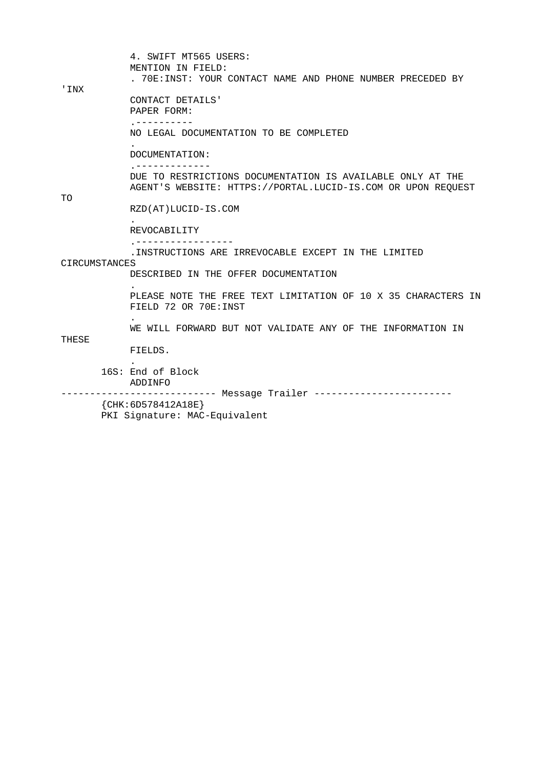```
            4. SWIFT MT565 USERS:
            MENTION IN FIELD:
            . 70E:INST: YOUR CONTACT NAME AND PHONE NUMBER PRECEDED BY
'INX
            CONTACT DETAILS'
            PAPER FORM:
            .----------
            NO LEGAL DOCUMENTATION TO BE COMPLETED
            .
            DOCUMENTATION:
            .-------------
            DUE TO RESTRICTIONS DOCUMENTATION IS AVAILABLE ONLY AT THE
            AGENT'S WEBSITE: HTTPS://PORTAL.LUCID-IS.COM OR UPON REQUEST
TO
            RZD(AT)LUCID-IS.COM
            .
            REVOCABILITY
            .-----------------
            .INSTRUCTIONS ARE IRREVOCABLE EXCEPT IN THE LIMITED
CIRCUMSTANCES
            DESCRIBED IN THE OFFER DOCUMENTATION
            .
            PLEASE NOTE THE FREE TEXT LIMITATION OF 10 X 35 CHARACTERS IN
            FIELD 72 OR 70E:INST
            .
            WE WILL FORWARD BUT NOT VALIDATE ANY OF THE INFORMATION IN
THESE
            FIELDS.
            .
       16S: End of Block
            ADDINFO
--------------------------- Message Trailer ------------------------
       {CHK:6D578412A18E}
       PKI Signature: MAC-Equivalent
```